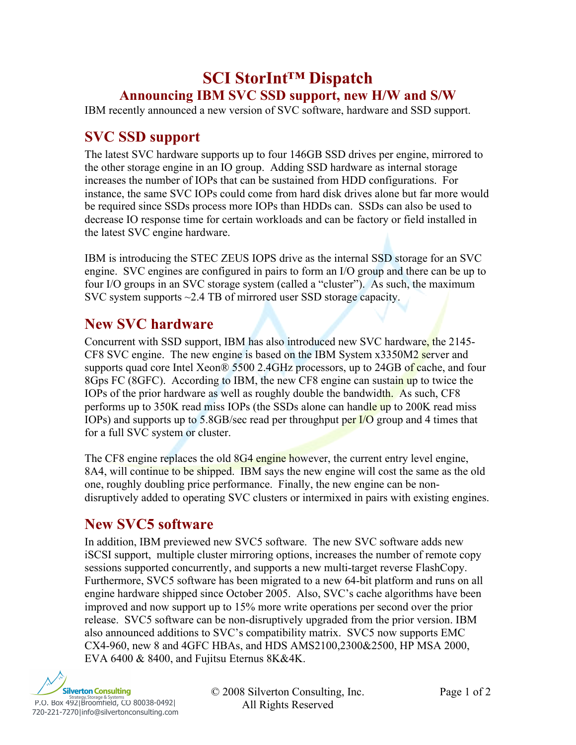# SCI StorInt™ Dispatch

## Announcing IBM SVC SSD support, new H/W and S/W

IBM recently announced a new version of SVC software, hardware and SSD support.

## SVC SSD support

The latest SVC hardware supports up to four 146GB SSD drives per engine, mirrored to the other storage engine in an IO group. Adding SSD hardware as internal storage increases the number of IOPs that can be sustained from HDD configurations. For instance, the same SVC IOPs could come from hard disk drives alone but far more would be required since SSDs process more IOPs than HDDs can. SSDs can also be used to decrease IO response time for certain workloads and can be factory or field installed in the latest SVC engine hardware.

IBM is introducing the STEC ZEUS IOPS drive as the internal SSD storage for an SVC engine. SVC engines are configured in pairs to form an I/O group and there can be up to four I/O groups in an SVC storage system (called a "cluster"). As such, the maximum SVC system supports ~2.4 TB of mirrored user SSD storage capacity.

## New SVC hardware

Concurrent with SSD support, IBM has also introduced new SVC hardware, the 2145-CF8 SVC engine. The new engine is based on the IBM System x3350M2 server and supports quad core Intel Xeon® 5500 2.4GHz processors, up to 24GB of cache, and four 8Gps FC (8GFC). According to IBM, the new CF8 engine can sustain up to twice the IOPs of the prior hardware as well as roughly double the bandwidth. As such, CF8 performs up to 350K read miss IOPs (the SSDs alone can handle up to 200K read miss IOPs) and supports up to 5.8GB/sec read per throughput per I/O group and 4 times that for a full SVC system or cluster.

The CF8 engine replaces the old 8G4 engine however, the current entry level engine, 8A4, will continue to be shipped. IBM says the new engine will cost the same as the old one, roughly doubling price performance. Finally, the new engine can be non-disruptively added to operating SVC clusters or intermixed in pairs with existing engines.

## New SVC5 software

In addition, IBM previewed new SVC5 software. The new SVC software adds new iSCSI support, multiple cluster mirroring options, increases the number of remote copy sessions supported concurrently, and supports a new multi-target reverse FlashCopy. Furthermore, SVC5 software has been migrated to a new 64-bit platform and runs on all engine hardware shipped since October 2005. Also, SVC's cache algorithms have been improved and now support up to 15% more write operations per second over the prior release. SVC5 software can be non-disruptively upgraded from the prior version. IBM also announced additions to SVC's compatibility matrix. SVC5 now supports EMC CX4-960, new 8 and 4GFC HBAs, and HDS AMS2100,2300&2500, HP MSA 2000, EVA 6400 & 8400, and Fujitsu Eternus 8K&4K.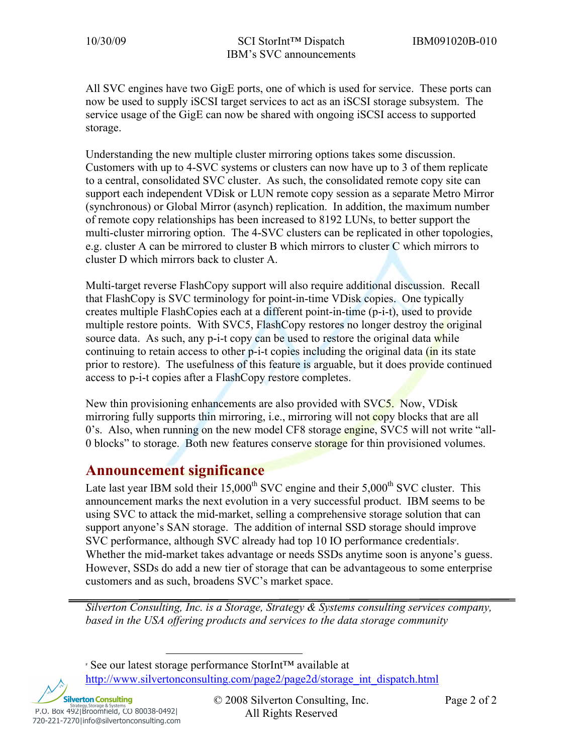All SVC engines have two GigE ports, one of which is used for service. These ports can now be used to supply iSCSI target services to act as an iSCSI storage subsystem. The service usage of the GigE can now be shared with ongoing iSCSI access to supported storage.

Understanding the new multiple cluster mirroring options takes some discussion. Customers with up to 4-SVC systems or clusters can now have up to 3 of them replicate to a central, consolidated SVC cluster. As such, the consolidated remote copy site can support each independent VDisk or LUN remote copy session as a separate Metro Mirror (synchronous) or Global Mirror (asynch) replication. In addition, the maximum number of remote copy relationships has been increased to 8192 LUNs, to better support the multi-cluster mirroring option. The 4-SVC clusters can be replicated in other topologies, e.g. cluster A can be mirrored to cluster B which mirrors to cluster C which mirrors to cluster D which mirrors back to cluster A.

Multi-target reverse FlashCopy support will also require additional discussion. Recall that FlashCopy is SVC terminology for point-in-time VDisk copies. One typically creates multiple FlashCopies each at a different point-in-time (p-i-t), used to provide multiple restore points. With SVC5, FlashCopy restores no longer destroy the original source data. As such, any p-i-t copy can be used to restore the original data while continuing to retain access to other p-i-t copies including the original data (in its state prior to restore). The usefulness of this feature is arguable, but it does provide continued access to p-i-t copies after a FlashCopy restore completes.

New thin provisioning enhancements are also provided with SVC5. Now, VDisk mirroring fully supports thin mirroring, i.e., mirroring will not copy blocks that are all 0's. Also, when running on the new model CF8 storage engine, SVC5 will not write "all-0 blocks" to storage. Both new features conserve storage for thin provisioned volumes.

## Announcement significance

Late last year IBM sold their 15,000th SVC engine and their 5,000th SVC cluster. This announcement marks the next evolution in a very successful product. IBM seems to be using SVC to attack the mid-market, selling a comprehensive storage solution that can support anyone's SAN storage. The addition of internal SSD storage should improve SVC performance, although SVC already had top 10 IO performance credentials[ii]. Whether the mid-market takes advantage or needs SSDs anytime soon is anyone's guess. However, SSDs do add a new tier of storage that can be advantageous to some enterprise customers and as such, broadens SVC's market space.

---

*Silverton Consulting, Inc. is a Storage, Strategy & Systems consulting services company, based in the USA offering products and services to the data storage community*

---

[ii] See our latest storage performance StorInt™ available at http://www.silvertonconsulting.com/page2/page2d/storage_int_dispatch.html